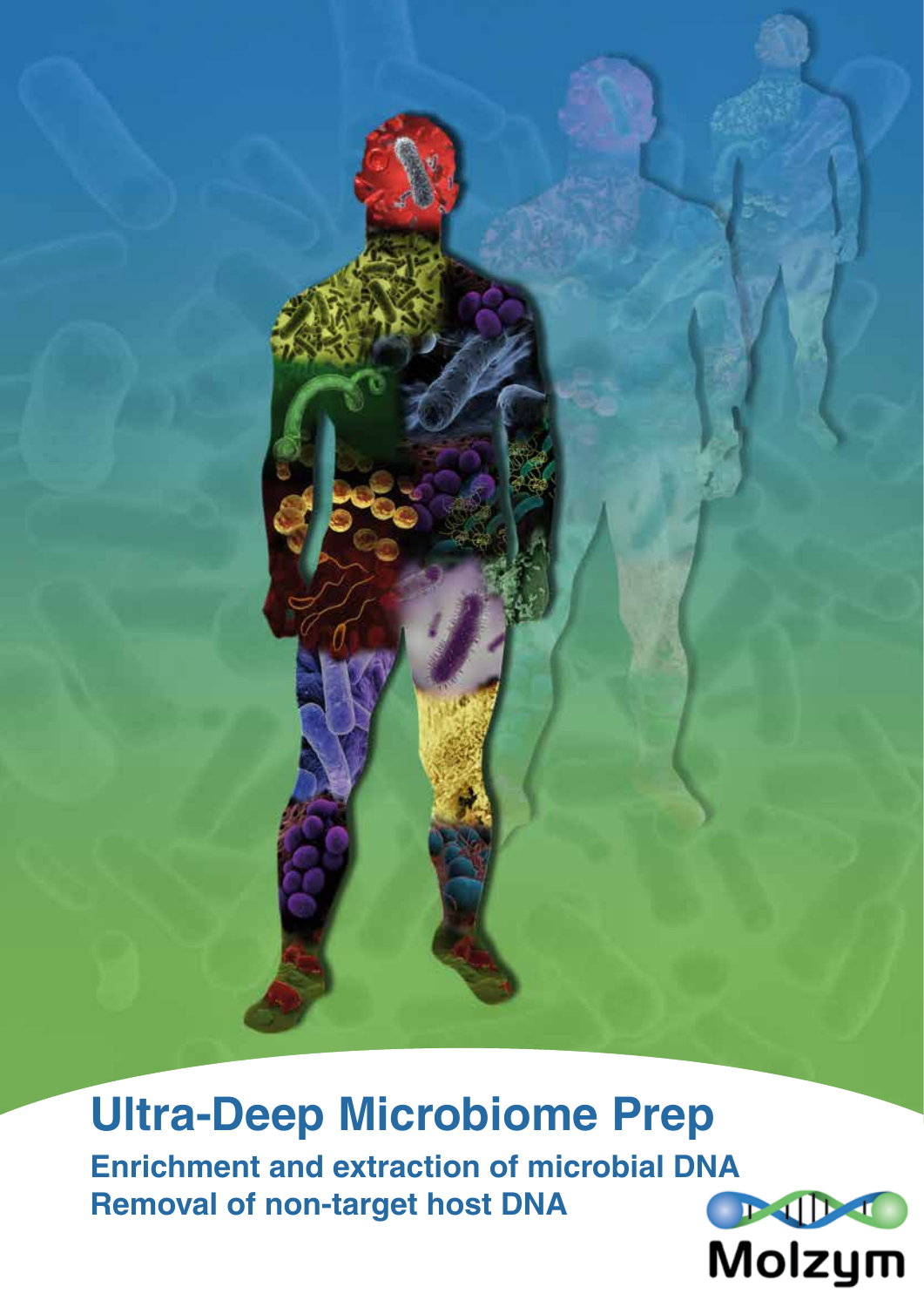# Ultra-Deep Microbiome Prep

**Enrichment and extraction of microbial DNA**
**Removal of non-target host DNA**

Molzym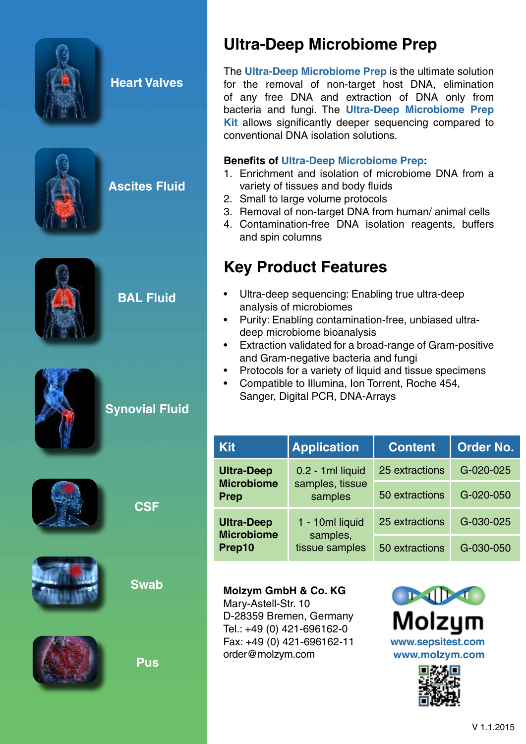Heart Valves

Ascites Fluid

BAL Fluid

Synovial Fluid

CSF

Swab

Pus

# Ultra-Deep Microbiome Prep

The **Ultra-Deep Microbiome Prep** is the ultimate solution for the removal of non-target host DNA, elimination of any free DNA and extraction of DNA only from bacteria and fungi. The **Ultra-Deep Microbiome Prep Kit** allows significantly deeper sequencing compared to conventional DNA isolation solutions.

**Benefits of Ultra-Deep Microbiome Prep:**

1. Enrichment and isolation of microbiome DNA from a variety of tissues and body fluids
2. Small to large volume protocols
3. Removal of non-target DNA from human/ animal cells
4. Contamination-free DNA isolation reagents, buffers and spin columns

## Key Product Features

- Ultra-deep sequencing: Enabling true ultra-deep analysis of microbiomes
- Purity: Enabling contamination-free, unbiased ultra-deep microbiome bioanalysis
- Extraction validated for a broad-range of Gram-positive and Gram-negative bacteria and fungi
- Protocols for a variety of liquid and tissue specimens
- Compatible to Illumina, Ion Torrent, Roche 454, Sanger, Digital PCR, DNA-Arrays

| Kit | Application | Content | Order No. |
|---|---|---|---|
| **Ultra-Deep Microbiome Prep** | 0.2 - 1ml liquid samples, tissue samples | 25 extractions | G-020-025 |
| | | 50 extractions | G-020-050 |
| **Ultra-Deep Microbiome Prep10** | 1 - 10ml liquid samples, tissue samples | 25 extractions | G-030-025 |
| | | 50 extractions | G-030-050 |

**Molzym GmbH & Co. KG**
Mary-Astell-Str. 10
D-28359 Bremen, Germany
Tel.: +49 (0) 421-696162-0
Fax: +49 (0) 421-696162-11
order@molzym.com

Molzym
www.sepsitest.com
www.molzym.com

V 1.1.2015